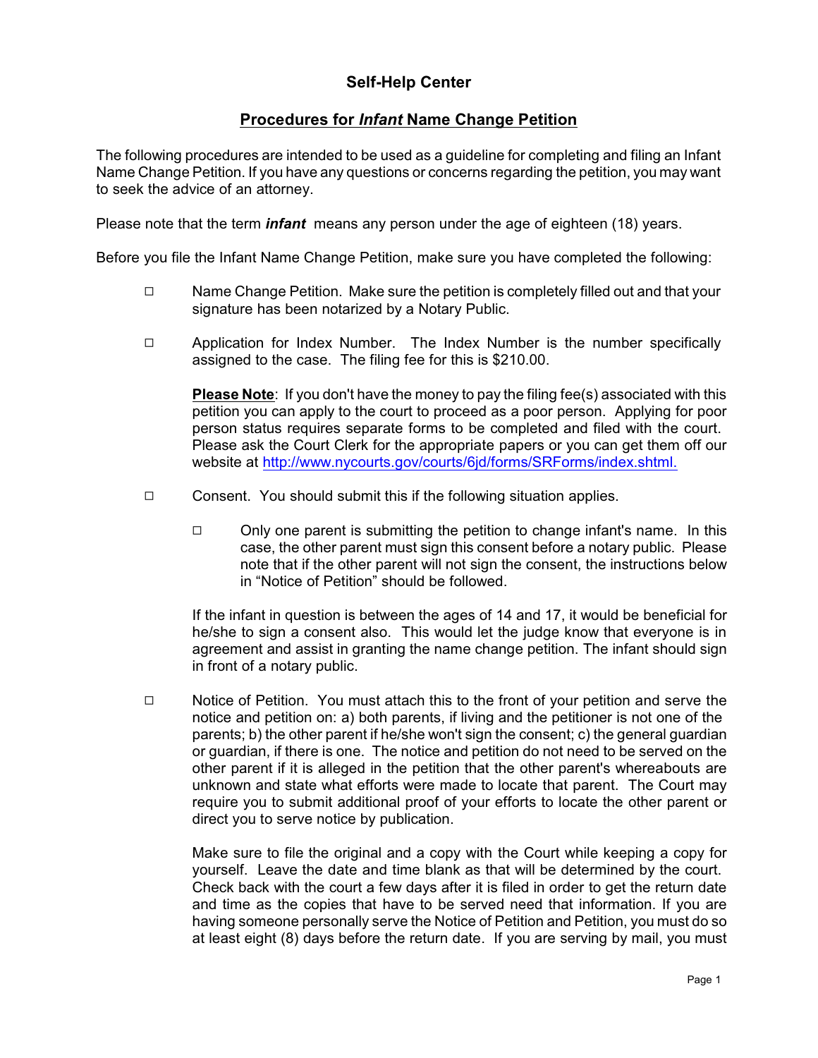# Self-Help Center

## Procedures for *Infant* Name Change Petition

The following procedures are intended to be used as a guideline for completing and filing an Infant Name Change Petition. If you have any questions or concerns regarding the petition, you may want to seek the advice of an attorney.

Please note that the term ***infant*** means any person under the age of eighteen (18) years.

Before you file the Infant Name Change Petition, make sure you have completed the following:

- ☐ Name Change Petition. Make sure the petition is completely filled out and that your signature has been notarized by a Notary Public.

- ☐ Application for Index Number. The Index Number is the number specifically assigned to the case. The filing fee for this is $210.00.

  **Please Note**: If you don't have the money to pay the filing fee(s) associated with this petition you can apply to the court to proceed as a poor person. Applying for poor person status requires separate forms to be completed and filed with the court. Please ask the Court Clerk for the appropriate papers or you can get them off our website at http://www.nycourts.gov/courts/6jd/forms/SRForms/index.shtml.

- ☐ Consent. You should submit this if the following situation applies.

  - ☐ Only one parent is submitting the petition to change infant's name. In this case, the other parent must sign this consent before a notary public. Please note that if the other parent will not sign the consent, the instructions below in "Notice of Petition" should be followed.

  If the infant in question is between the ages of 14 and 17, it would be beneficial for he/she to sign a consent also. This would let the judge know that everyone is in agreement and assist in granting the name change petition. The infant should sign in front of a notary public.

- ☐ Notice of Petition. You must attach this to the front of your petition and serve the notice and petition on: a) both parents, if living and the petitioner is not one of the parents; b) the other parent if he/she won't sign the consent; c) the general guardian or guardian, if there is one. The notice and petition do not need to be served on the other parent if it is alleged in the petition that the other parent's whereabouts are unknown and state what efforts were made to locate that parent. The Court may require you to submit additional proof of your efforts to locate the other parent or direct you to serve notice by publication.

  Make sure to file the original and a copy with the Court while keeping a copy for yourself. Leave the date and time blank as that will be determined by the court. Check back with the court a few days after it is filed in order to get the return date and time as the copies that have to be served need that information. If you are having someone personally serve the Notice of Petition and Petition, you must do so at least eight (8) days before the return date. If you are serving by mail, you must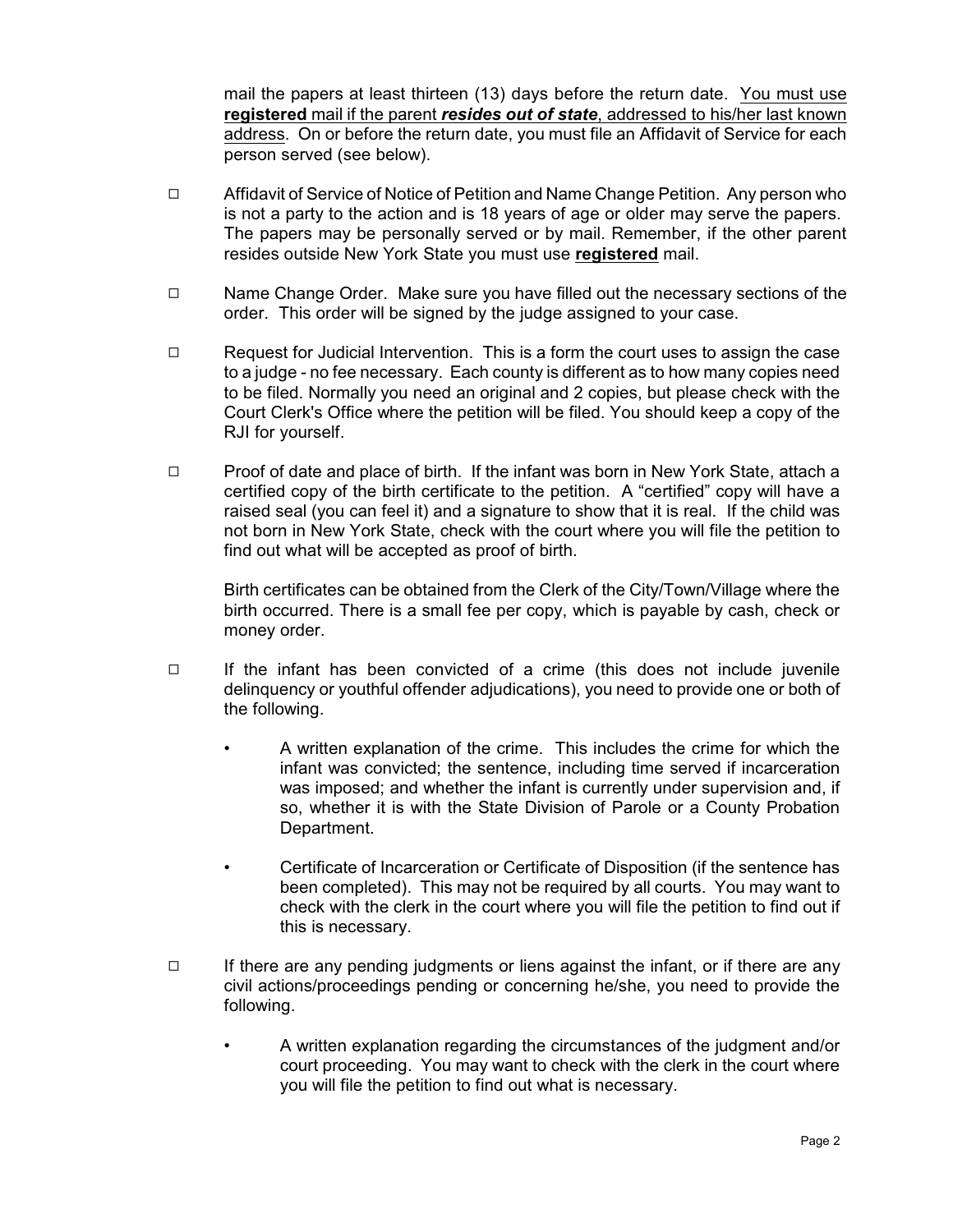mail the papers at least thirteen (13) days before the return date. <u>You must use **registered** mail if the parent ***resides out of state***, addressed to his/her last known address</u>. On or before the return date, you must file an Affidavit of Service for each person served (see below).

- ☐ Affidavit of Service of Notice of Petition and Name Change Petition. Any person who is not a party to the action and is 18 years of age or older may serve the papers. The papers may be personally served or by mail. Remember, if the other parent resides outside New York State you must use **<u>registered</u>** mail.

- ☐ Name Change Order. Make sure you have filled out the necessary sections of the order. This order will be signed by the judge assigned to your case.

- ☐ Request for Judicial Intervention. This is a form the court uses to assign the case to a judge - no fee necessary. Each county is different as to how many copies need to be filed. Normally you need an original and 2 copies, but please check with the Court Clerk's Office where the petition will be filed. You should keep a copy of the RJI for yourself.

- ☐ Proof of date and place of birth. If the infant was born in New York State, attach a certified copy of the birth certificate to the petition. A "certified" copy will have a raised seal (you can feel it) and a signature to show that it is real. If the child was not born in New York State, check with the court where you will file the petition to find out what will be accepted as proof of birth.

  Birth certificates can be obtained from the Clerk of the City/Town/Village where the birth occurred. There is a small fee per copy, which is payable by cash, check or money order.

- ☐ If the infant has been convicted of a crime (this does not include juvenile delinquency or youthful offender adjudications), you need to provide one or both of the following.

  - A written explanation of the crime. This includes the crime for which the infant was convicted; the sentence, including time served if incarceration was imposed; and whether the infant is currently under supervision and, if so, whether it is with the State Division of Parole or a County Probation Department.

  - Certificate of Incarceration or Certificate of Disposition (if the sentence has been completed). This may not be required by all courts. You may want to check with the clerk in the court where you will file the petition to find out if this is necessary.

- ☐ If there are any pending judgments or liens against the infant, or if there are any civil actions/proceedings pending or concerning he/she, you need to provide the following.

  - A written explanation regarding the circumstances of the judgment and/or court proceeding. You may want to check with the clerk in the court where you will file the petition to find out what is necessary.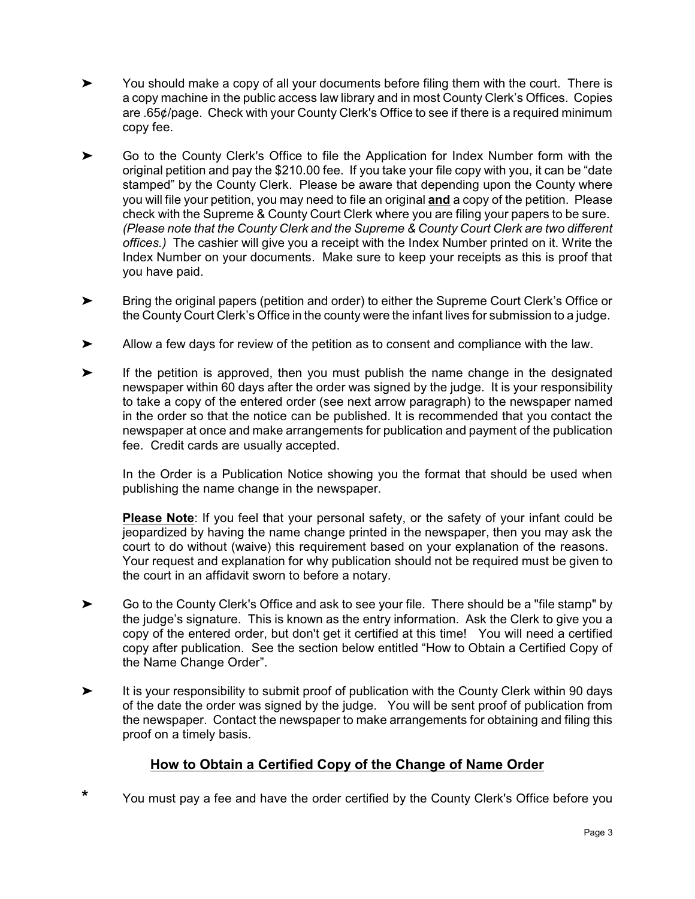➤ You should make a copy of all your documents before filing them with the court. There is a copy machine in the public access law library and in most County Clerk's Offices. Copies are .65¢/page. Check with your County Clerk's Office to see if there is a required minimum copy fee.

➤ Go to the County Clerk's Office to file the Application for Index Number form with the original petition and pay the $210.00 fee. If you take your file copy with you, it can be "date stamped" by the County Clerk. Please be aware that depending upon the County where you will file your petition, you may need to file an original **and** a copy of the petition. Please check with the Supreme & County Court Clerk where you are filing your papers to be sure. *(Please note that the County Clerk and the Supreme & County Court Clerk are two different offices.)* The cashier will give you a receipt with the Index Number printed on it. Write the Index Number on your documents. Make sure to keep your receipts as this is proof that you have paid.

➤ Bring the original papers (petition and order) to either the Supreme Court Clerk's Office or the County Court Clerk's Office in the county were the infant lives for submission to a judge.

➤ Allow a few days for review of the petition as to consent and compliance with the law.

➤ If the petition is approved, then you must publish the name change in the designated newspaper within 60 days after the order was signed by the judge. It is your responsibility to take a copy of the entered order (see next arrow paragraph) to the newspaper named in the order so that the notice can be published. It is recommended that you contact the newspaper at once and make arrangements for publication and payment of the publication fee. Credit cards are usually accepted.

In the Order is a Publication Notice showing you the format that should be used when publishing the name change in the newspaper.

**Please Note**: If you feel that your personal safety, or the safety of your infant could be jeopardized by having the name change printed in the newspaper, then you may ask the court to do without (waive) this requirement based on your explanation of the reasons. Your request and explanation for why publication should not be required must be given to the court in an affidavit sworn to before a notary.

➤ Go to the County Clerk's Office and ask to see your file. There should be a "file stamp" by the judge's signature. This is known as the entry information. Ask the Clerk to give you a copy of the entered order, but don't get it certified at this time! You will need a certified copy after publication. See the section below entitled "How to Obtain a Certified Copy of the Name Change Order".

➤ It is your responsibility to submit proof of publication with the County Clerk within 90 days of the date the order was signed by the judge. You will be sent proof of publication from the newspaper. Contact the newspaper to make arrangements for obtaining and filing this proof on a timely basis.

## How to Obtain a Certified Copy of the Change of Name Order

* You must pay a fee and have the order certified by the County Clerk's Office before you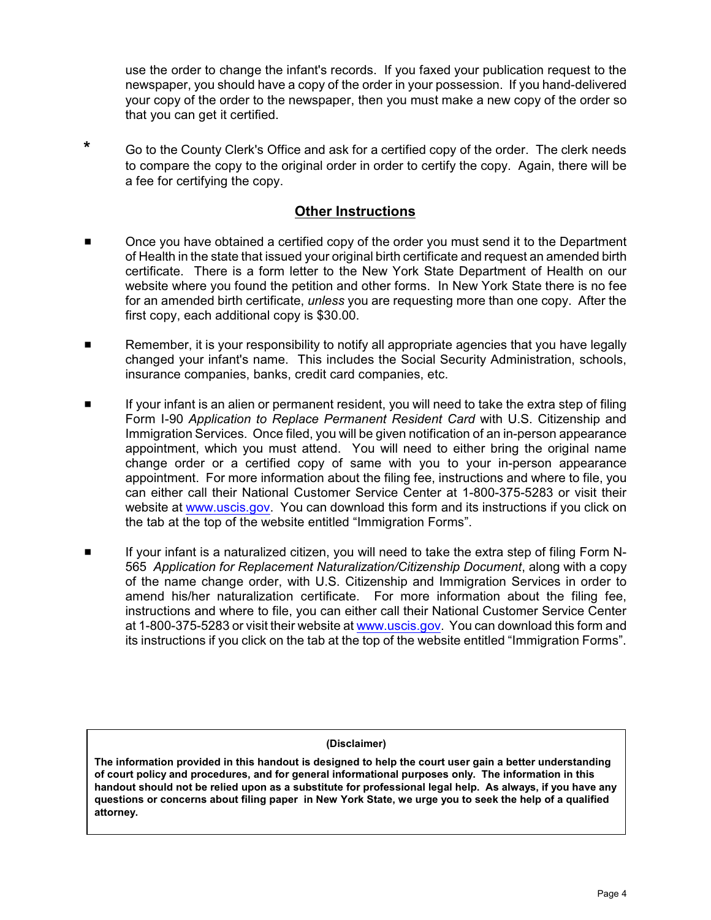use the order to change the infant's records. If you faxed your publication request to the newspaper, you should have a copy of the order in your possession. If you hand-delivered your copy of the order to the newspaper, then you must make a new copy of the order so that you can get it certified.

* Go to the County Clerk's Office and ask for a certified copy of the order. The clerk needs to compare the copy to the original order in order to certify the copy. Again, there will be a fee for certifying the copy.

## Other Instructions

- Once you have obtained a certified copy of the order you must send it to the Department of Health in the state that issued your original birth certificate and request an amended birth certificate. There is a form letter to the New York State Department of Health on our website where you found the petition and other forms. In New York State there is no fee for an amended birth certificate, *unless* you are requesting more than one copy. After the first copy, each additional copy is $30.00.

- Remember, it is your responsibility to notify all appropriate agencies that you have legally changed your infant's name. This includes the Social Security Administration, schools, insurance companies, banks, credit card companies, etc.

- If your infant is an alien or permanent resident, you will need to take the extra step of filing Form I-90 *Application to Replace Permanent Resident Card* with U.S. Citizenship and Immigration Services. Once filed, you will be given notification of an in-person appearance appointment, which you must attend. You will need to either bring the original name change order or a certified copy of same with you to your in-person appearance appointment. For more information about the filing fee, instructions and where to file, you can either call their National Customer Service Center at 1-800-375-5283 or visit their website at www.uscis.gov. You can download this form and its instructions if you click on the tab at the top of the website entitled "Immigration Forms".

- If your infant is a naturalized citizen, you will need to take the extra step of filing Form N-565 *Application for Replacement Naturalization/Citizenship Document*, along with a copy of the name change order, with U.S. Citizenship and Immigration Services in order to amend his/her naturalization certificate. For more information about the filing fee, instructions and where to file, you can either call their National Customer Service Center at 1-800-375-5283 or visit their website at www.uscis.gov. You can download this form and its instructions if you click on the tab at the top of the website entitled "Immigration Forms".

**(Disclaimer)**

**The information provided in this handout is designed to help the court user gain a better understanding of court policy and procedures, and for general informational purposes only. The information in this handout should not be relied upon as a substitute for professional legal help. As always, if you have any questions or concerns about filing paper in New York State, we urge you to seek the help of a qualified attorney.**